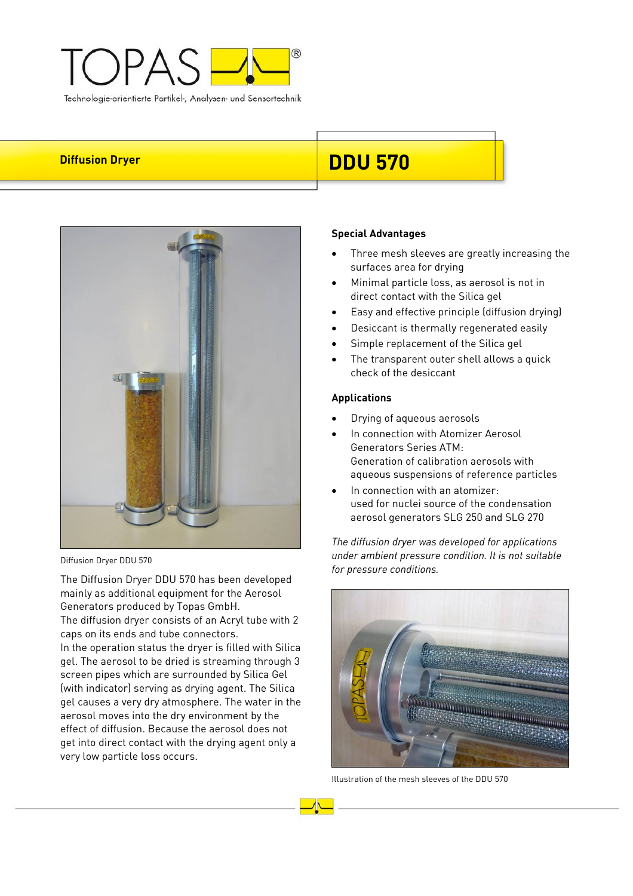TOPAS

Technologie-orientierte Partikel-, Analysen- und Sensortechnik

# Diffusion Dryer DDU 570

Diffusion Dryer DDU 570

The Diffusion Dryer DDU 570 has been developed mainly as additional equipment for the Aerosol Generators produced by Topas GmbH.
The diffusion dryer consists of an Acryl tube with 2 caps on its ends and tube connectors.
In the operation status the dryer is filled with Silica gel. The aerosol to be dried is streaming through 3 screen pipes which are surrounded by Silica Gel (with indicator) serving as drying agent. The Silica gel causes a very dry atmosphere. The water in the aerosol moves into the dry environment by the effect of diffusion. Because the aerosol does not get into direct contact with the drying agent only a very low particle loss occurs.

### Special Advantages

- Three mesh sleeves are greatly increasing the surfaces area for drying
- Minimal particle loss, as aerosol is not in direct contact with the Silica gel
- Easy and effective principle (diffusion drying)
- Desiccant is thermally regenerated easily
- Simple replacement of the Silica gel
- The transparent outer shell allows a quick check of the desiccant

### Applications

- Drying of aqueous aerosols
- In connection with Atomizer Aerosol Generators Series ATM:
  Generation of calibration aerosols with aqueous suspensions of reference particles
- In connection with an atomizer:
  used for nuclei source of the condensation aerosol generators SLG 250 and SLG 270

*The diffusion dryer was developed for applications under ambient pressure condition. It is not suitable for pressure conditions.*

Illustration of the mesh sleeves of the DDU 570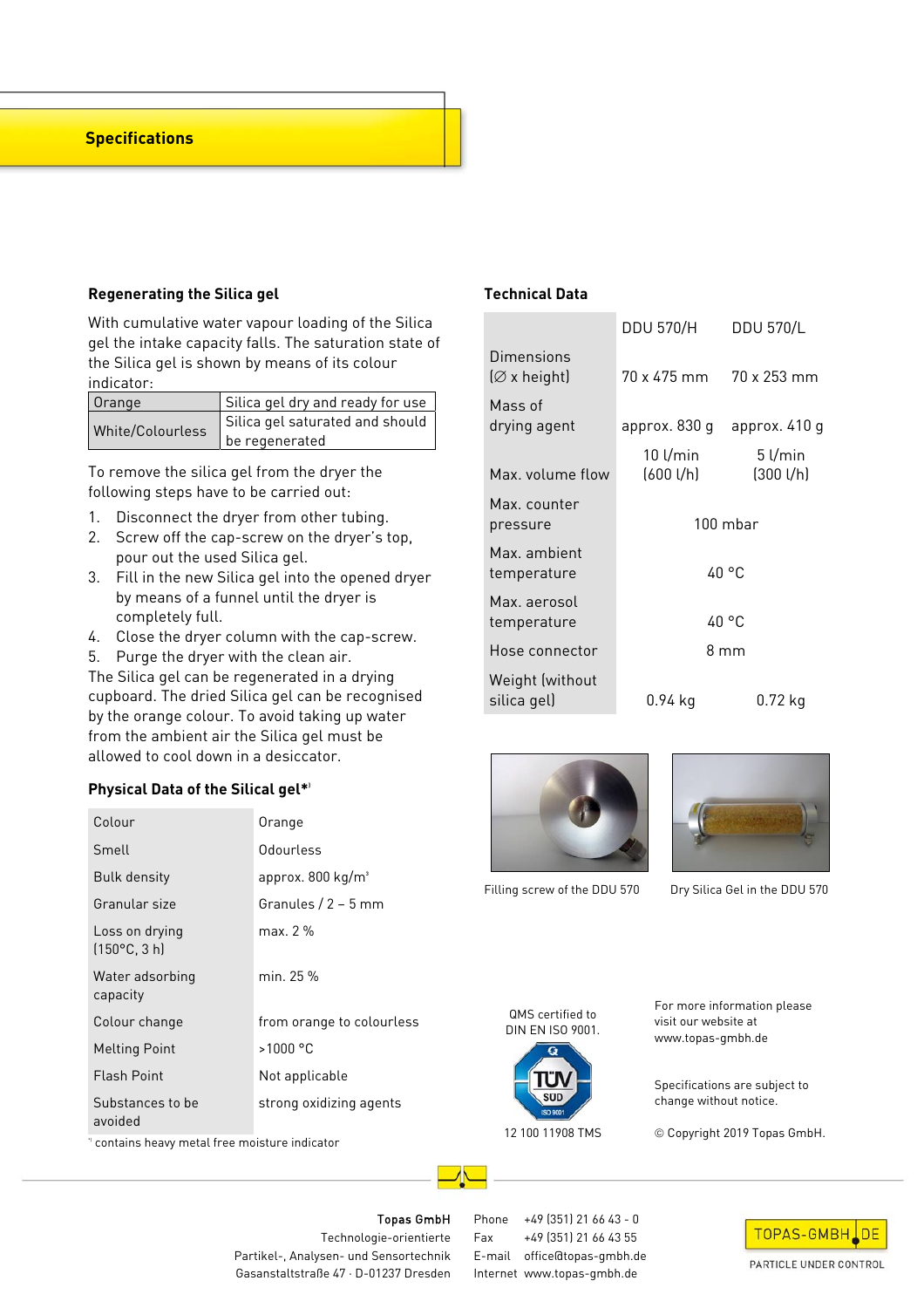## Specifications

### Regenerating the Silica gel

With cumulative water vapour loading of the Silica gel the intake capacity falls. The saturation state of the Silica gel is shown by means of its colour indicator:

| | |
|---|---|
| Orange | Silica gel dry and ready for use |
| White/Colourless | Silica gel saturated and should be regenerated |

To remove the silica gel from the dryer the following steps have to be carried out:

1. Disconnect the dryer from other tubing.
2. Screw off the cap-screw on the dryer's top, pour out the used Silica gel.
3. Fill in the new Silica gel into the opened dryer by means of a funnel until the dryer is completely full.
4. Close the dryer column with the cap-screw.
5. Purge the dryer with the clean air.

The Silica gel can be regenerated in a drying cupboard. The dried Silica gel can be recognised by the orange colour. To avoid taking up water from the ambient air the Silica gel must be allowed to cool down in a desiccator.

### Physical Data of the Silical gel*)

| | |
|---|---|
| Colour | Orange |
| Smell | Odourless |
| Bulk density | approx. 800 kg/m³ |
| Granular size | Granules / 2 – 5 mm |
| Loss on drying (150°C, 3 h) | max. 2 % |
| Water adsorbing capacity | min. 25 % |
| Colour change | from orange to colourless |
| Melting Point | >1000 °C |
| Flash Point | Not applicable |
| Substances to be avoided | strong oxidizing agents |

*) contains heavy metal free moisture indicator

### Technical Data

| | DDU 570/H | DDU 570/L |
|---|---|---|
| Dimensions (∅ x height) | 70 x 475 mm | 70 x 253 mm |
| Mass of drying agent | approx. 830 g | approx. 410 g |
| Max. volume flow | 10 l/min (600 l/h) | 5 l/min (300 l/h) |
| Max. counter pressure | 100 mbar | |
| Max. ambient temperature | 40 °C | |
| Max. aerosol temperature | 40 °C | |
| Hose connector | 8 mm | |
| Weight (without silica gel) | 0.94 kg | 0.72 kg |

Filling screw of the DDU 570

Dry Silica Gel in the DDU 570

QMS certified to DIN EN ISO 9001.

12 100 11908 TMS

For more information please visit our website at www.topas-gmbh.de

Specifications are subject to change without notice.

© Copyright 2019 Topas GmbH.

Topas GmbH
Technologie-orientierte
Partikel-, Analysen- und Sensortechnik
Gasanstaltstraße 47 · D-01237 Dresden

Phone +49 (351) 21 66 43 - 0
Fax +49 (351) 21 66 43 55
E-mail office@topas-gmbh.de
Internet www.topas-gmbh.de

TOPAS-GMBH.DE
PARTICLE UNDER CONTROL